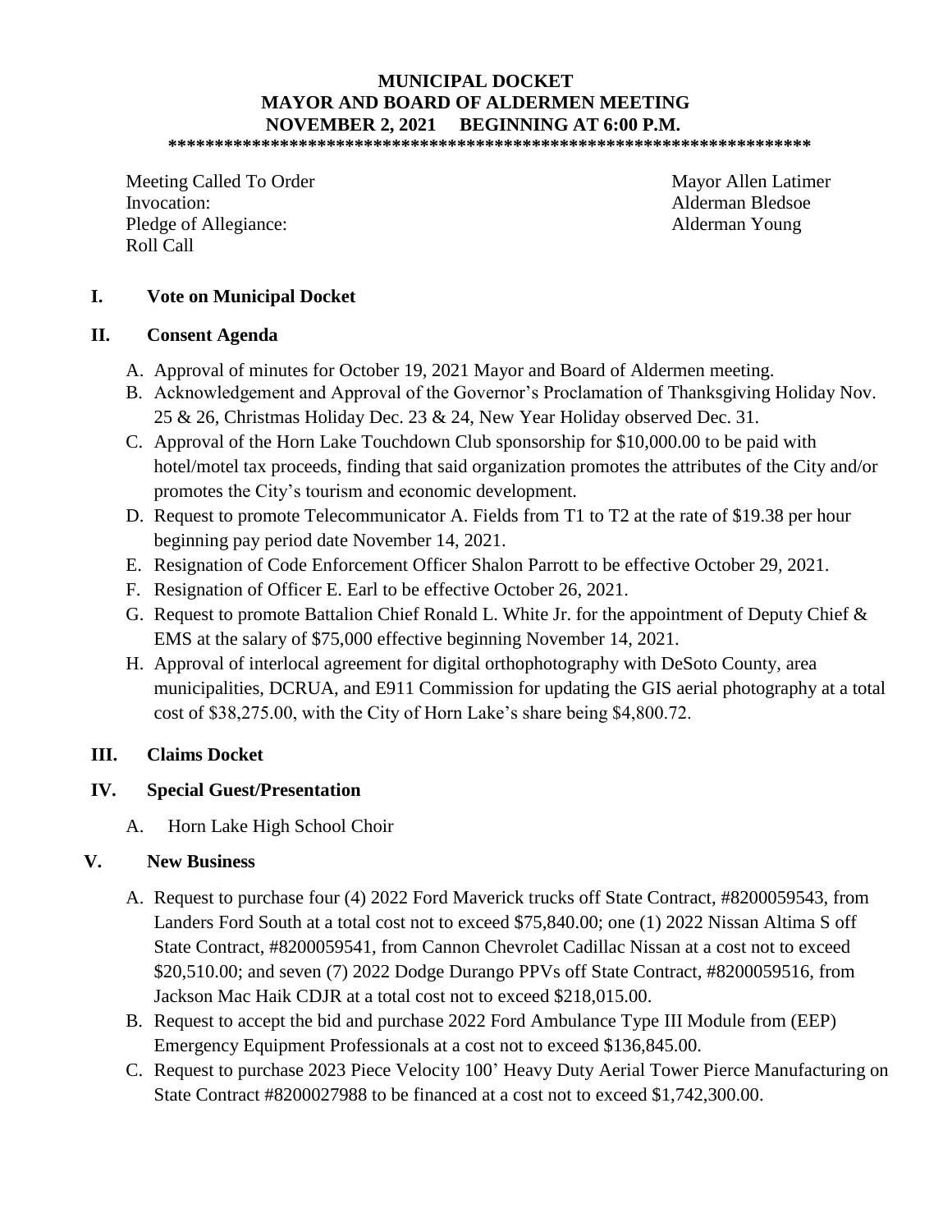# MUNICIPAL DOCKET
## MAYOR AND BOARD OF ALDERMEN MEETING
## NOVEMBER 2, 2021 BEGINNING AT 6:00 P.M.

**\*\*\*\*\*\*\*\*\*\*\*\*\*\*\*\*\*\*\*\*\*\*\*\*\*\*\*\*\*\*\*\*\*\*\*\*\*\*\*\*\*\*\*\*\*\*\*\*\*\*\*\*\*\*\*\*\*\*\*\*\*\*\*\*\*\*\*\*\***

| | |
|---|---|
| Meeting Called To Order | Mayor Allen Latimer |
| Invocation: | Alderman Bledsoe |
| Pledge of Allegiance: | Alderman Young |
| Roll Call | |

## I. Vote on Municipal Docket

## II. Consent Agenda

A. Approval of minutes for October 19, 2021 Mayor and Board of Aldermen meeting.

B. Acknowledgement and Approval of the Governor's Proclamation of Thanksgiving Holiday Nov. 25 & 26, Christmas Holiday Dec. 23 & 24, New Year Holiday observed Dec. 31.

C. Approval of the Horn Lake Touchdown Club sponsorship for $10,000.00 to be paid with hotel/motel tax proceeds, finding that said organization promotes the attributes of the City and/or promotes the City's tourism and economic development.

D. Request to promote Telecommunicator A. Fields from T1 to T2 at the rate of $19.38 per hour beginning pay period date November 14, 2021.

E. Resignation of Code Enforcement Officer Shalon Parrott to be effective October 29, 2021.

F. Resignation of Officer E. Earl to be effective October 26, 2021.

G. Request to promote Battalion Chief Ronald L. White Jr. for the appointment of Deputy Chief & EMS at the salary of $75,000 effective beginning November 14, 2021.

H. Approval of interlocal agreement for digital orthophotography with DeSoto County, area municipalities, DCRUA, and E911 Commission for updating the GIS aerial photography at a total cost of $38,275.00, with the City of Horn Lake's share being $4,800.72.

## III. Claims Docket

## IV. Special Guest/Presentation

A. Horn Lake High School Choir

## V. New Business

A. Request to purchase four (4) 2022 Ford Maverick trucks off State Contract, #8200059543, from Landers Ford South at a total cost not to exceed $75,840.00; one (1) 2022 Nissan Altima S off State Contract, #8200059541, from Cannon Chevrolet Cadillac Nissan at a cost not to exceed $20,510.00; and seven (7) 2022 Dodge Durango PPVs off State Contract, #8200059516, from Jackson Mac Haik CDJR at a total cost not to exceed $218,015.00.

B. Request to accept the bid and purchase 2022 Ford Ambulance Type III Module from (EEP) Emergency Equipment Professionals at a cost not to exceed $136,845.00.

C. Request to purchase 2023 Piece Velocity 100' Heavy Duty Aerial Tower Pierce Manufacturing on State Contract #8200027988 to be financed at a cost not to exceed $1,742,300.00.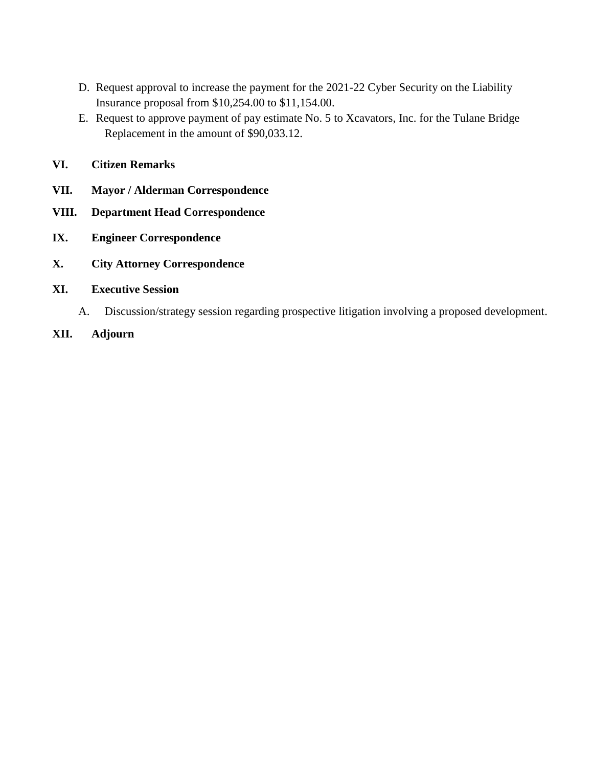D. Request approval to increase the payment for the 2021-22 Cyber Security on the Liability Insurance proposal from $10,254.00 to $11,154.00.

E. Request to approve payment of pay estimate No. 5 to Xcavators, Inc. for the Tulane Bridge Replacement in the amount of $90,033.12.

**VI. Citizen Remarks**

**VII. Mayor / Alderman Correspondence**

**VIII. Department Head Correspondence**

**IX. Engineer Correspondence**

**X. City Attorney Correspondence**

**XI. Executive Session**

A. Discussion/strategy session regarding prospective litigation involving a proposed development.

**XII. Adjourn**